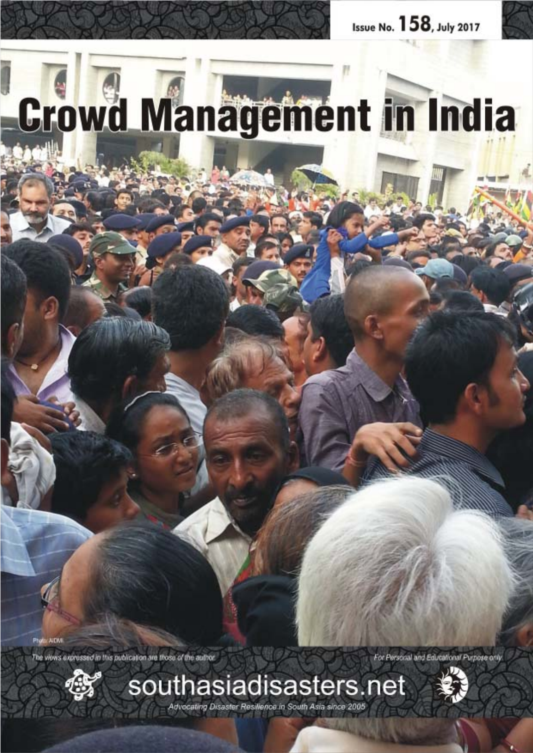Issue No. 158, July 2017

# Crowd Management in India

Photo: AIDMI

The views expressed in this publication are those of the author.

For Personal and Educational Purpose only

southasiadisasters.net

Advocating Disaster Resilience in South Asia since 2005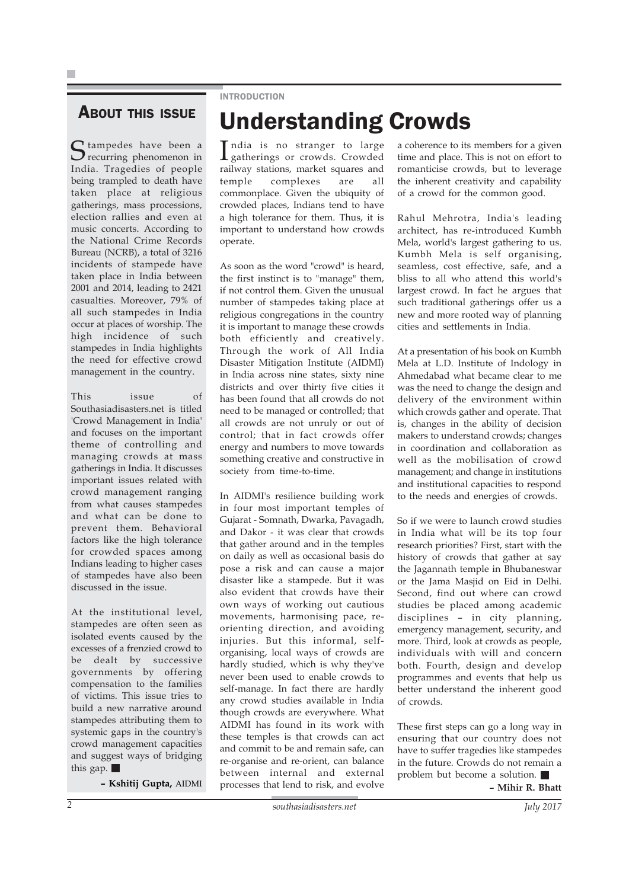## About this issue

Stampedes have been a recurring phenomenon in India. Tragedies of people being trampled to death have taken place at religious gatherings, mass processions, election rallies and even at music concerts. According to the National Crime Records Bureau (NCRB), a total of 3216 incidents of stampede have taken place in India between 2001 and 2014, leading to 2421 casualties. Moreover, 79% of all such stampedes in India occur at places of worship. The high incidence of such stampedes in India highlights the need for effective crowd management in the country.

This issue of Southasiadisasters.net is titled 'Crowd Management in India' and focuses on the important theme of controlling and managing crowds at mass gatherings in India. It discusses important issues related with crowd management ranging from what causes stampedes and what can be done to prevent them. Behavioral factors like the high tolerance for crowded spaces among Indians leading to higher cases of stampedes have also been discussed in the issue.

At the institutional level, stampedes are often seen as isolated events caused by the excesses of a frenzied crowd to be dealt by successive governments by offering compensation to the families of victims. This issue tries to build a new narrative around stampedes attributing them to systemic gaps in the country's crowd management capacities and suggest ways of bridging this gap. ■

**– Kshitij Gupta,** AIDMI

INTRODUCTION

# Understanding Crowds

India is no stranger to large gatherings or crowds. Crowded railway stations, market squares and temple complexes are all commonplace. Given the ubiquity of crowded places, Indians tend to have a high tolerance for them. Thus, it is important to understand how crowds operate.

As soon as the word "crowd" is heard, the first instinct is to "manage" them, if not control them. Given the unusual number of stampedes taking place at religious congregations in the country it is important to manage these crowds both efficiently and creatively. Through the work of All India Disaster Mitigation Institute (AIDMI) in India across nine states, sixty nine districts and over thirty five cities it has been found that all crowds do not need to be managed or controlled; that all crowds are not unruly or out of control; that in fact crowds offer energy and numbers to move towards something creative and constructive in society from time-to-time.

In AIDMI's resilience building work in four most important temples of Gujarat - Somnath, Dwarka, Pavagadh, and Dakor - it was clear that crowds that gather around and in the temples on daily as well as occasional basis do pose a risk and can cause a major disaster like a stampede. But it was also evident that crowds have their own ways of working out cautious movements, harmonising pace, re-orienting direction, and avoiding injuries. But this informal, self-organising, local ways of crowds are hardly studied, which is why they've never been used to enable crowds to self-manage. In fact there are hardly any crowd studies available in India though crowds are everywhere. What AIDMI has found in its work with these temples is that crowds can act and commit to be and remain safe, can re-organise and re-orient, can balance between internal and external processes that lend to risk, and evolve a coherence to its members for a given time and place. This is not on effort to romanticise crowds, but to leverage the inherent creativity and capability of a crowd for the common good.

Rahul Mehrotra, India's leading architect, has re-introduced Kumbh Mela, world's largest gathering to us. Kumbh Mela is self organising, seamless, cost effective, safe, and a bliss to all who attend this world's largest crowd. In fact he argues that such traditional gatherings offer us a new and more rooted way of planning cities and settlements in India.

At a presentation of his book on Kumbh Mela at L.D. Institute of Indology in Ahmedabad what became clear to me was the need to change the design and delivery of the environment within which crowds gather and operate. That is, changes in the ability of decision makers to understand crowds; changes in coordination and collaboration as well as the mobilisation of crowd management; and change in institutions and institutional capacities to respond to the needs and energies of crowds.

So if we were to launch crowd studies in India what will be its top four research priorities? First, start with the history of crowds that gather at say the Jagannath temple in Bhubaneswar or the Jama Masjid on Eid in Delhi. Second, find out where can crowd studies be placed among academic disciplines – in city planning, emergency management, security, and more. Third, look at crowds as people, individuals with will and concern both. Fourth, design and develop programmes and events that help us better understand the inherent good of crowds.

These first steps can go a long way in ensuring that our country does not have to suffer tragedies like stampedes in the future. Crowds do not remain a problem but become a solution. ■

**– Mihir R. Bhatt**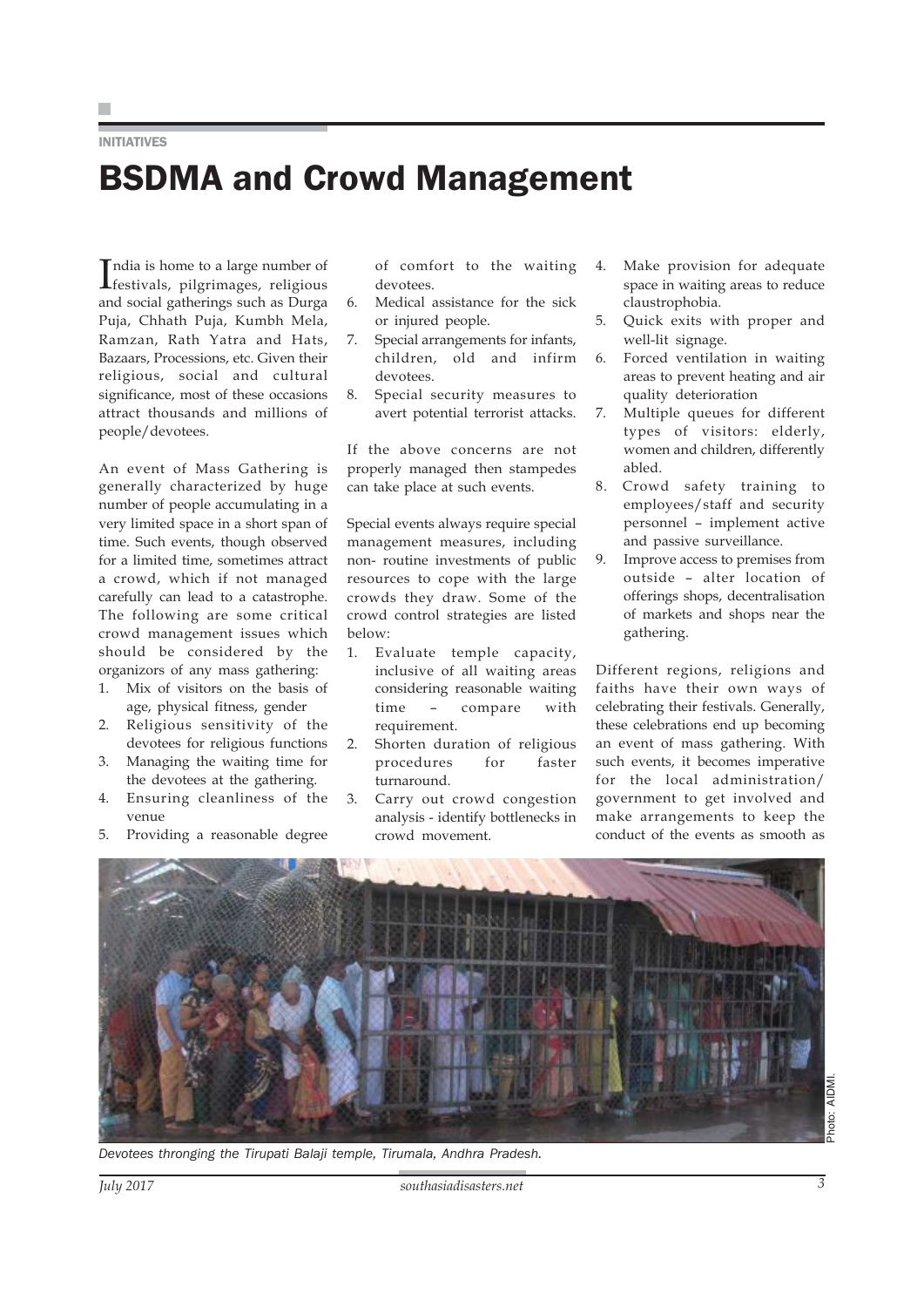INITIATIVES

# BSDMA and Crowd Management

India is home to a large number of festivals, pilgrimages, religious and social gatherings such as Durga Puja, Chhath Puja, Kumbh Mela, Ramzan, Rath Yatra and Hats, Bazaars, Processions, etc. Given their religious, social and cultural significance, most of these occasions attract thousands and millions of people/devotees.

An event of Mass Gathering is generally characterized by huge number of people accumulating in a very limited space in a short span of time. Such events, though observed for a limited time, sometimes attract a crowd, which if not managed carefully can lead to a catastrophe. The following are some critical crowd management issues which should be considered by the organizors of any mass gathering:

1. Mix of visitors on the basis of age, physical fitness, gender
2. Religious sensitivity of the devotees for religious functions
3. Managing the waiting time for the devotees at the gathering.
4. Ensuring cleanliness of the venue
5. Providing a reasonable degree of comfort to the waiting devotees.
6. Medical assistance for the sick or injured people.
7. Special arrangements for infants, children, old and infirm devotees.
8. Special security measures to avert potential terrorist attacks.

If the above concerns are not properly managed then stampedes can take place at such events.

Special events always require special management measures, including non- routine investments of public resources to cope with the large crowds they draw. Some of the crowd control strategies are listed below:

1. Evaluate temple capacity, inclusive of all waiting areas considering reasonable waiting time – compare with requirement.
2. Shorten duration of religious procedures for faster turnaround.
3. Carry out crowd congestion analysis - identify bottlenecks in crowd movement.
4. Make provision for adequate space in waiting areas to reduce claustrophobia.
5. Quick exits with proper and well-lit signage.
6. Forced ventilation in waiting areas to prevent heating and air quality deterioration
7. Multiple queues for different types of visitors: elderly, women and children, differently abled.
8. Crowd safety training to employees/staff and security personnel – implement active and passive surveillance.
9. Improve access to premises from outside – alter location of offerings shops, decentralisation of markets and shops near the gathering.

Different regions, religions and faiths have their own ways of celebrating their festivals. Generally, these celebrations end up becoming an event of mass gathering. With such events, it becomes imperative for the local administration/ government to get involved and make arrangements to keep the conduct of the events as smooth as

Photo: AIDMI.

*Devotees thronging the Tirupati Balaji temple, Tirumala, Andhra Pradesh.*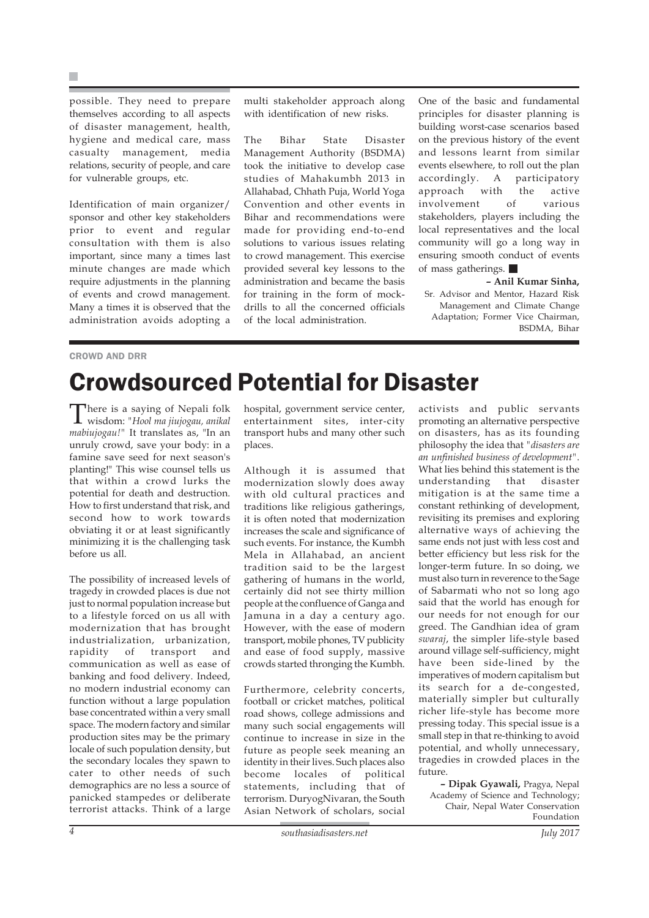possible. They need to prepare themselves according to all aspects of disaster management, health, hygiene and medical care, mass casualty management, media relations, security of people, and care for vulnerable groups, etc.

Identification of main organizer/ sponsor and other key stakeholders prior to event and regular consultation with them is also important, since many a times last minute changes are made which require adjustments in the planning of events and crowd management. Many a times it is observed that the administration avoids adopting a multi stakeholder approach along with identification of new risks.

The Bihar State Disaster Management Authority (BSDMA) took the initiative to develop case studies of Mahakumbh 2013 in Allahabad, Chhath Puja, World Yoga Convention and other events in Bihar and recommendations were made for providing end-to-end solutions to various issues relating to crowd management. This exercise provided several key lessons to the administration and became the basis for training in the form of mock-drills to all the concerned officials of the local administration.

One of the basic and fundamental principles for disaster planning is building worst-case scenarios based on the previous history of the event and lessons learnt from similar events elsewhere, to roll out the plan accordingly. A participatory approach with the active involvement of various stakeholders, players including the local representatives and the local community will go a long way in ensuring smooth conduct of events of mass gatherings. ■

**– Anil Kumar Sinha,** Sr. Advisor and Mentor, Hazard Risk Management and Climate Change Adaptation; Former Vice Chairman, BSDMA, Bihar

CROWD AND DRR

# Crowdsourced Potential for Disaster

There is a saying of Nepali folk wisdom: "*Hool ma jiujogau, anikal mabiujogau!*" It translates as, "In an unruly crowd, save your body: in a famine save seed for next season's planting!" This wise counsel tells us that within a crowd lurks the potential for death and destruction. How to first understand that risk, and second how to work towards obviating it or at least significantly minimizing it is the challenging task before us all.

The possibility of increased levels of tragedy in crowded places is due not just to normal population increase but to a lifestyle forced on us all with modernization that has brought industrialization, urbanization, rapidity of transport and communication as well as ease of banking and food delivery. Indeed, no modern industrial economy can function without a large population base concentrated within a very small space. The modern factory and similar production sites may be the primary locale of such population density, but the secondary locales they spawn to cater to other needs of such demographics are no less a source of panicked stampedes or deliberate terrorist attacks. Think of a large hospital, government service center, entertainment sites, inter-city transport hubs and many other such places.

Although it is assumed that modernization slowly does away with old cultural practices and traditions like religious gatherings, it is often noted that modernization increases the scale and significance of such events. For instance, the Kumbh Mela in Allahabad, an ancient tradition said to be the largest gathering of humans in the world, certainly did not see thirty million people at the confluence of Ganga and Jamuna in a day a century ago. However, with the ease of modern transport, mobile phones, TV publicity and ease of food supply, massive crowds started thronging the Kumbh.

Furthermore, celebrity concerts, football or cricket matches, political road shows, college admissions and many such social engagements will continue to increase in size in the future as people seek meaning an identity in their lives. Such places also become locales of political statements, including that of terrorism. DuryogNivaran, the South Asian Network of scholars, social activists and public servants promoting an alternative perspective on disasters, has as its founding philosophy the idea that "*disasters are an unfinished business of development*". What lies behind this statement is the understanding that disaster mitigation is at the same time a constant rethinking of development, revisiting its premises and exploring alternative ways of achieving the same ends not just with less cost and better efficiency but less risk for the longer-term future. In so doing, we must also turn in reverence to the Sage of Sabarmati who not so long ago said that the world has enough for our needs for not enough for our greed. The Gandhian idea of gram *swaraj*, the simpler life-style based around village self-sufficiency, might have been side-lined by the imperatives of modern capitalism but its search for a de-congested, materially simpler but culturally richer life-style has become more pressing today. This special issue is a small step in that re-thinking to avoid potential, and wholly unnecessary, tragedies in crowded places in the future.

**– Dipak Gyawali,** Pragya, Nepal Academy of Science and Technology; Chair, Nepal Water Conservation Foundation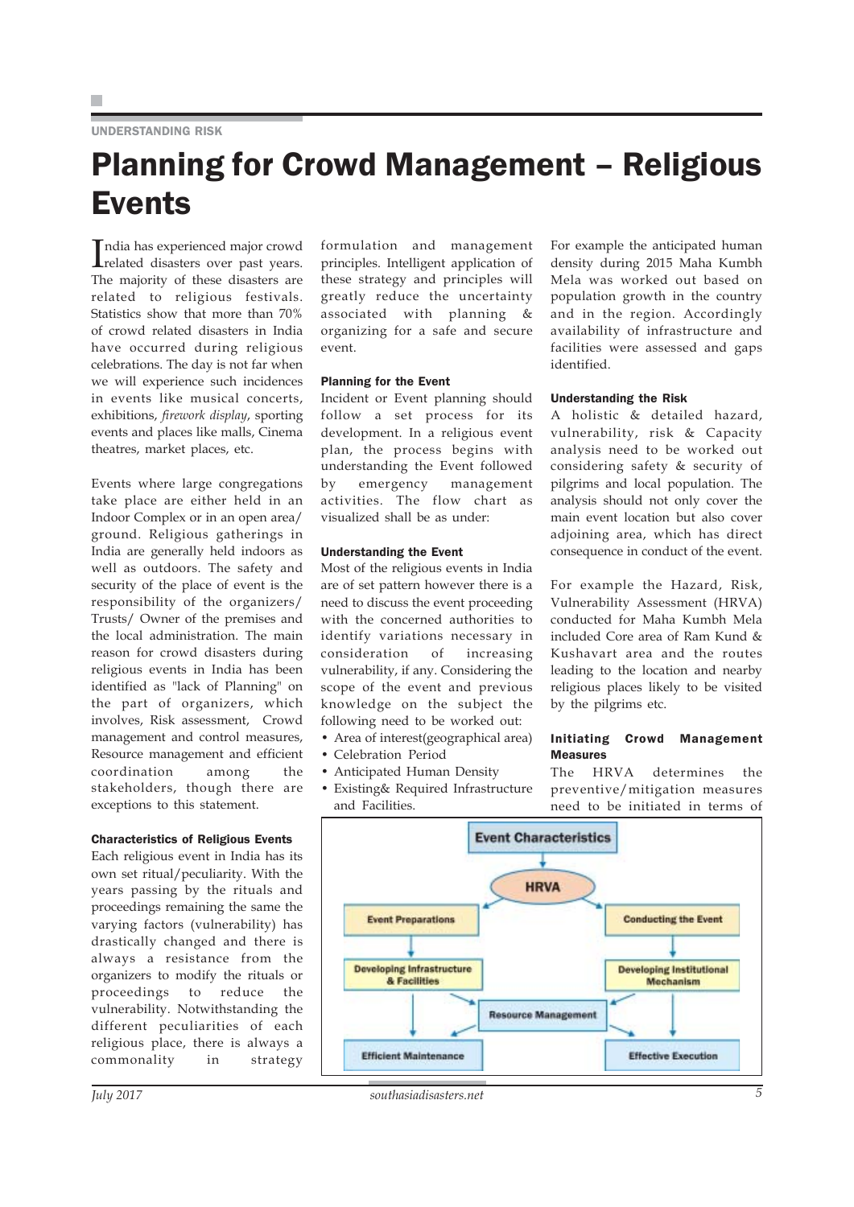UNDERSTANDING RISK

# Planning for Crowd Management – Religious Events

India has experienced major crowd related disasters over past years. The majority of these disasters are related to religious festivals. Statistics show that more than 70% of crowd related disasters in India have occurred during religious celebrations. The day is not far when we will experience such incidences in events like musical concerts, exhibitions, *firework display*, sporting events and places like malls, Cinema theatres, market places, etc.

Events where large congregations take place are either held in an Indoor Complex or in an open area/ ground. Religious gatherings in India are generally held indoors as well as outdoors. The safety and security of the place of event is the responsibility of the organizers/ Trusts/ Owner of the premises and the local administration. The main reason for crowd disasters during religious events in India has been identified as "lack of Planning" on the part of organizers, which involves, Risk assessment, Crowd management and control measures, Resource management and efficient coordination among the stakeholders, though there are exceptions to this statement.

### Characteristics of Religious Events

Each religious event in India has its own set ritual/peculiarity. With the years passing by the rituals and proceedings remaining the same the varying factors (vulnerability) has drastically changed and there is always a resistance from the organizers to modify the rituals or proceedings to reduce the vulnerability. Notwithstanding the different peculiarities of each religious place, there is always a commonality in strategy formulation and management principles. Intelligent application of these strategy and principles will greatly reduce the uncertainty associated with planning & organizing for a safe and secure event.

### Planning for the Event

Incident or Event planning should follow a set process for its development. In a religious event plan, the process begins with understanding the Event followed by emergency management activities. The flow chart as visualized shall be as under:

### Understanding the Event

Most of the religious events in India are of set pattern however there is a need to discuss the event proceeding with the concerned authorities to identify variations necessary in consideration of increasing vulnerability, if any. Considering the scope of the event and previous knowledge on the subject the following need to be worked out:

- Area of interest(geographical area)
- Celebration Period
- Anticipated Human Density
- Existing& Required Infrastructure and Facilities.

For example the anticipated human density during 2015 Maha Kumbh Mela was worked out based on population growth in the country and in the region. Accordingly availability of infrastructure and facilities were assessed and gaps identified.

### Understanding the Risk

A holistic & detailed hazard, vulnerability, risk & Capacity analysis need to be worked out considering safety & security of pilgrims and local population. The analysis should not only cover the main event location but also cover adjoining area, which has direct consequence in conduct of the event.

For example the Hazard, Risk, Vulnerability Assessment (HRVA) conducted for Maha Kumbh Mela included Core area of Ram Kund & Kushavart area and the routes leading to the location and nearby religious places likely to be visited by the pilgrims etc.

### Initiating Crowd Management Measures

The HRVA determines the preventive/mitigation measures need to be initiated in terms of

Event Characteristics → HRVA → Event Preparations; Conducting the Event

Event Preparations → Developing Infrastructure & Facilities → Efficient Maintenance

Conducting the Event → Developing Institutional Mechanism → Effective Execution

Developing Infrastructure & Facilities; Developing Institutional Mechanism → Resource Management → Efficient Maintenance; Effective Execution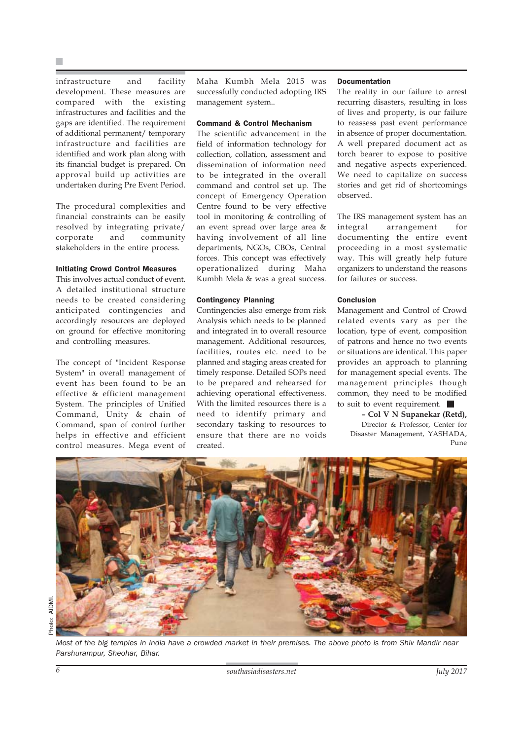infrastructure and facility development. These measures are compared with the existing infrastructures and facilities and the gaps are identified. The requirement of additional permanent/ temporary infrastructure and facilities are identified and work plan along with its financial budget is prepared. On approval build up activities are undertaken during Pre Event Period.

The procedural complexities and financial constraints can be easily resolved by integrating private/ corporate and community stakeholders in the entire process.

### Initiating Crowd Control Measures

This involves actual conduct of event. A detailed institutional structure needs to be created considering anticipated contingencies and accordingly resources are deployed on ground for effective monitoring and controlling measures.

The concept of "Incident Response System" in overall management of event has been found to be an effective & efficient management System. The principles of Unified Command, Unity & chain of Command, span of control further helps in effective and efficient control measures. Mega event of Maha Kumbh Mela 2015 was successfully conducted adopting IRS management system..

### Command & Control Mechanism

The scientific advancement in the field of information technology for collection, collation, assessment and dissemination of information need to be integrated in the overall command and control set up. The concept of Emergency Operation Centre found to be very effective tool in monitoring & controlling of an event spread over large area & having involvement of all line departments, NGOs, CBOs, Central forces. This concept was effectively operationalized during Maha Kumbh Mela & was a great success.

### Contingency Planning

Contingencies also emerge from risk Analysis which needs to be planned and integrated in to overall resource management. Additional resources, facilities, routes etc. need to be planned and staging areas created for timely response. Detailed SOPs need to be prepared and rehearsed for achieving operational effectiveness. With the limited resources there is a need to identify primary and secondary tasking to resources to ensure that there are no voids created.

### Documentation

The reality in our failure to arrest recurring disasters, resulting in loss of lives and property, is our failure to reassess past event performance in absence of proper documentation. A well prepared document act as torch bearer to expose to positive and negative aspects experienced. We need to capitalize on success stories and get rid of shortcomings observed.

The IRS management system has an integral arrangement for documenting the entire event proceeding in a most systematic way. This will greatly help future organizers to understand the reasons for failures or success.

### Conclusion

Management and Control of Crowd related events vary as per the location, type of event, composition of patrons and hence no two events or situations are identical. This paper provides an approach to planning for management special events. The management principles though common, they need to be modified to suit to event requirement.

**– Col V N Supanekar (Retd),**
Director & Professor, Center for Disaster Management, YASHADA, Pune

Photo: AIDMI.

*Most of the big temples in India have a crowded market in their premises. The above photo is from Shiv Mandir near Parshurampur, Sheohar, Bihar.*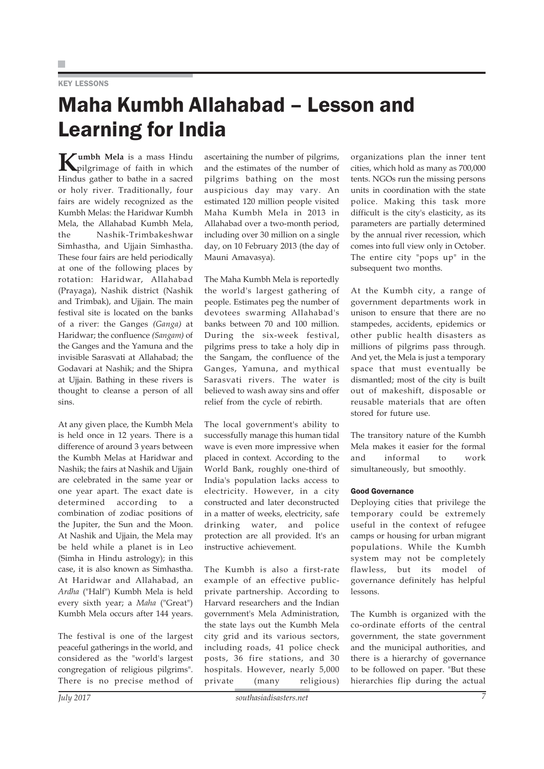KEY LESSONS

# Maha Kumbh Allahabad – Lesson and Learning for India

**Kumbh Mela** is a mass Hindu pilgrimage of faith in which Hindus gather to bathe in a sacred or holy river. Traditionally, four fairs are widely recognized as the Kumbh Melas: the Haridwar Kumbh Mela, the Allahabad Kumbh Mela, the Nashik-Trimbakeshwar Simhastha, and Ujjain Simhastha. These four fairs are held periodically at one of the following places by rotation: Haridwar, Allahabad (Prayaga), Nashik district (Nashik and Trimbak), and Ujjain. The main festival site is located on the banks of a river: the Ganges *(Ganga)* at Haridwar; the confluence *(Sangam)* of the Ganges and the Yamuna and the invisible Sarasvati at Allahabad; the Godavari at Nashik; and the Shipra at Ujjain. Bathing in these rivers is thought to cleanse a person of all sins.

At any given place, the Kumbh Mela is held once in 12 years. There is a difference of around 3 years between the Kumbh Melas at Haridwar and Nashik; the fairs at Nashik and Ujjain are celebrated in the same year or one year apart. The exact date is determined according to a combination of zodiac positions of the Jupiter, the Sun and the Moon. At Nashik and Ujjain, the Mela may be held while a planet is in Leo (Simha in Hindu astrology); in this case, it is also known as Simhastha. At Haridwar and Allahabad, an *Ardha* ("Half") Kumbh Mela is held every sixth year; a *Maha* ("Great") Kumbh Mela occurs after 144 years.

The festival is one of the largest peaceful gatherings in the world, and considered as the "world's largest congregation of religious pilgrims". There is no precise method of ascertaining the number of pilgrims, and the estimates of the number of pilgrims bathing on the most auspicious day may vary. An estimated 120 million people visited Maha Kumbh Mela in 2013 in Allahabad over a two-month period, including over 30 million on a single day, on 10 February 2013 (the day of Mauni Amavasya).

The Maha Kumbh Mela is reportedly the world's largest gathering of people. Estimates peg the number of devotees swarming Allahabad's banks between 70 and 100 million. During the six-week festival, pilgrims press to take a holy dip in the Sangam, the confluence of the Ganges, Yamuna, and mythical Sarasvati rivers. The water is believed to wash away sins and offer relief from the cycle of rebirth.

The local government's ability to successfully manage this human tidal wave is even more impressive when placed in context. According to the World Bank, roughly one-third of India's population lacks access to electricity. However, in a city constructed and later deconstructed in a matter of weeks, electricity, safe drinking water, and police protection are all provided. It's an instructive achievement.

The Kumbh is also a first-rate example of an effective public-private partnership. According to Harvard researchers and the Indian government's Mela Administration, the state lays out the Kumbh Mela city grid and its various sectors, including roads, 41 police check posts, 36 fire stations, and 30 hospitals. However, nearly 5,000 private (many religious) organizations plan the inner tent cities, which hold as many as 700,000 tents. NGOs run the missing persons units in coordination with the state police. Making this task more difficult is the city's elasticity, as its parameters are partially determined by the annual river recession, which comes into full view only in October. The entire city "pops up" in the subsequent two months.

At the Kumbh city, a range of government departments work in unison to ensure that there are no stampedes, accidents, epidemics or other public health disasters as millions of pilgrims pass through. And yet, the Mela is just a temporary space that must eventually be dismantled; most of the city is built out of makeshift, disposable or reusable materials that are often stored for future use.

The transitory nature of the Kumbh Mela makes it easier for the formal and informal to work simultaneously, but smoothly.

#### Good Governance

Deploying cities that privilege the temporary could be extremely useful in the context of refugee camps or housing for urban migrant populations. While the Kumbh system may not be completely flawless, but its model of governance definitely has helpful lessons.

The Kumbh is organized with the co-ordinate efforts of the central government, the state government and the municipal authorities, and there is a hierarchy of governance to be followed on paper. "But these hierarchies flip during the actual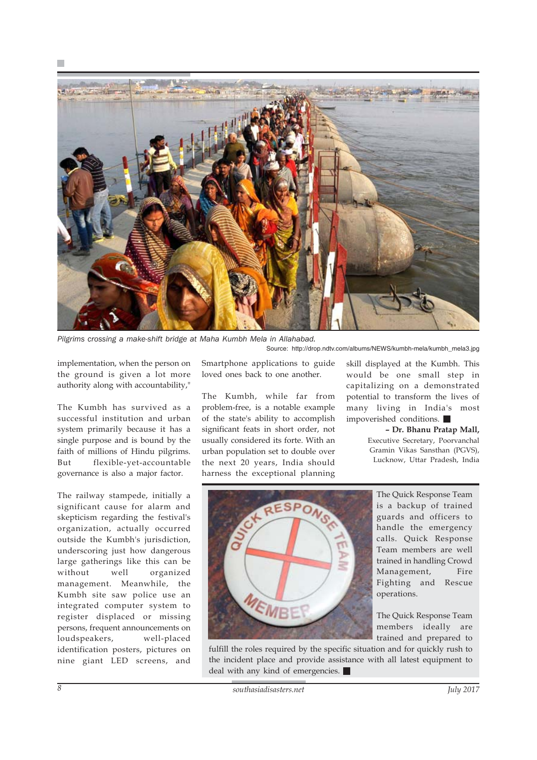*Pilgrims crossing a make-shift bridge at Maha Kumbh Mela in Allahabad.*

Source: http://drop.ndtv.com/albums/NEWS/kumbh-mela/kumbh_mela3.jpg

implementation, when the person on the ground is given a lot more authority along with accountability,"

The Kumbh has survived as a successful institution and urban system primarily because it has a single purpose and is bound by the faith of millions of Hindu pilgrims. But flexible-yet-accountable governance is also a major factor.

The railway stampede, initially a significant cause for alarm and skepticism regarding the festival's organization, actually occurred outside the Kumbh's jurisdiction, underscoring just how dangerous large gatherings like this can be without well organized management. Meanwhile, the Kumbh site saw police use an integrated computer system to register displaced or missing persons, frequent announcements on loudspeakers, well-placed identification posters, pictures on nine giant LED screens, and Smartphone applications to guide loved ones back to one another.

The Kumbh, while far from problem-free, is a notable example of the state's ability to accomplish significant feats in short order, not usually considered its forte. With an urban population set to double over the next 20 years, India should harness the exceptional planning skill displayed at the Kumbh. This would be one small step in capitalizing on a demonstrated potential to transform the lives of many living in India's most impoverished conditions. ■

**– Dr. Bhanu Pratap Mall,**
Executive Secretary, Poorvanchal Gramin Vikas Sansthan (PGVS), Lucknow, Uttar Pradesh, India

The Quick Response Team is a backup of trained guards and officers to handle the emergency calls. Quick Response Team members are well trained in handling Crowd Management, Fire Fighting and Rescue operations.

The Quick Response Team members ideally are trained and prepared to fulfill the roles required by the specific situation and for quickly rush to the incident place and provide assistance with all latest equipment to deal with any kind of emergencies. ■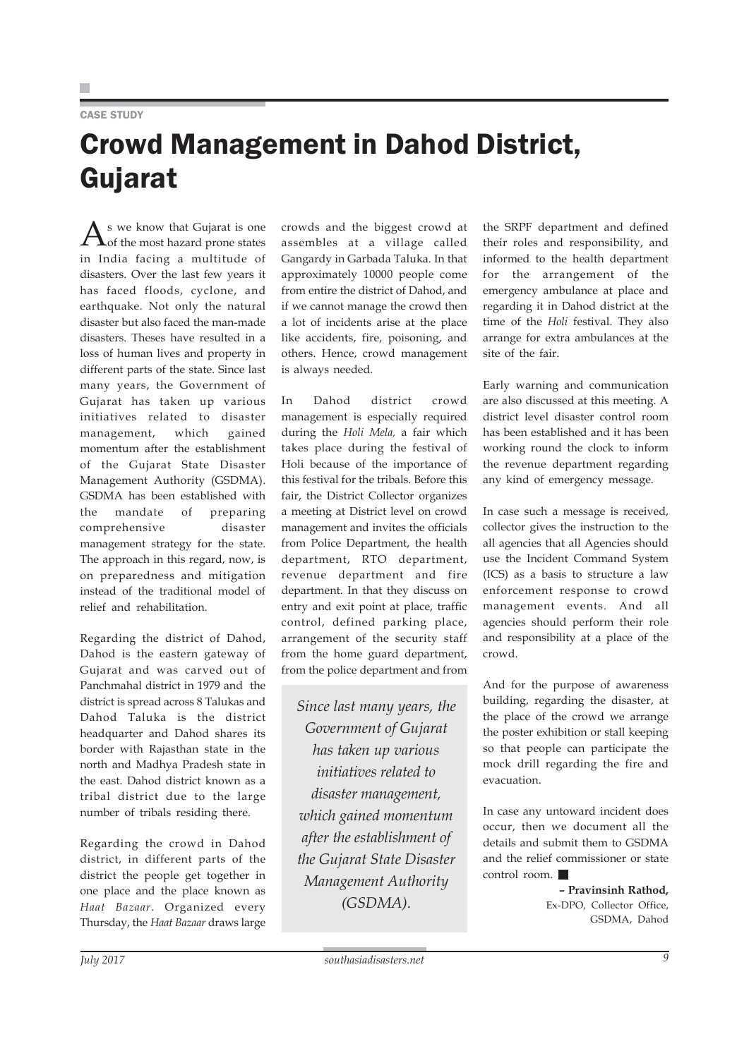CASE STUDY

# Crowd Management in Dahod District, Gujarat

As we know that Gujarat is one of the most hazard prone states in India facing a multitude of disasters. Over the last few years it has faced floods, cyclone, and earthquake. Not only the natural disaster but also faced the man-made disasters. Theses have resulted in a loss of human lives and property in different parts of the state. Since last many years, the Government of Gujarat has taken up various initiatives related to disaster management, which gained momentum after the establishment of the Gujarat State Disaster Management Authority (GSDMA). GSDMA has been established with the mandate of preparing comprehensive disaster management strategy for the state. The approach in this regard, now, is on preparedness and mitigation instead of the traditional model of relief and rehabilitation.

Regarding the district of Dahod, Dahod is the eastern gateway of Gujarat and was carved out of Panchmahal district in 1979 and the district is spread across 8 Talukas and Dahod Taluka is the district headquarter and Dahod shares its border with Rajasthan state in the north and Madhya Pradesh state in the east. Dahod district known as a tribal district due to the large number of tribals residing there.

Regarding the crowd in Dahod district, in different parts of the district the people get together in one place and the place known as *Haat Bazaar*. Organized every Thursday, the *Haat Bazaar* draws large crowds and the biggest crowd at assembles at a village called Gangardy in Garbada Taluka. In that approximately 10000 people come from entire the district of Dahod, and if we cannot manage the crowd then a lot of incidents arise at the place like accidents, fire, poisoning, and others. Hence, crowd management is always needed.

In Dahod district crowd management is especially required during the *Holi Mela,* a fair which takes place during the festival of Holi because of the importance of this festival for the tribals. Before this fair, the District Collector organizes a meeting at District level on crowd management and invites the officials from Police Department, the health department, RTO department, revenue department and fire department. In that they discuss on entry and exit point at place, traffic control, defined parking place, arrangement of the security staff from the home guard department, from the police department and from the SRPF department and defined their roles and responsibility, and informed to the health department for the arrangement of the emergency ambulance at place and regarding it in Dahod district at the time of the *Holi* festival. They also arrange for extra ambulances at the site of the fair.

> *Since last many years, the Government of Gujarat has taken up various initiatives related to disaster management, which gained momentum after the establishment of the Gujarat State Disaster Management Authority (GSDMA).*

Early warning and communication are also discussed at this meeting. A district level disaster control room has been established and it has been working round the clock to inform the revenue department regarding any kind of emergency message.

In case such a message is received, collector gives the instruction to the all agencies that all Agencies should use the Incident Command System (ICS) as a basis to structure a law enforcement response to crowd management events. And all agencies should perform their role and responsibility at a place of the crowd.

And for the purpose of awareness building, regarding the disaster, at the place of the crowd we arrange the poster exhibition or stall keeping so that people can participate the mock drill regarding the fire and evacuation.

In case any untoward incident does occur, then we document all the details and submit them to GSDMA and the relief commissioner or state control room.

**– Pravinsinh Rathod,**
Ex-DPO, Collector Office,
GSDMA, Dahod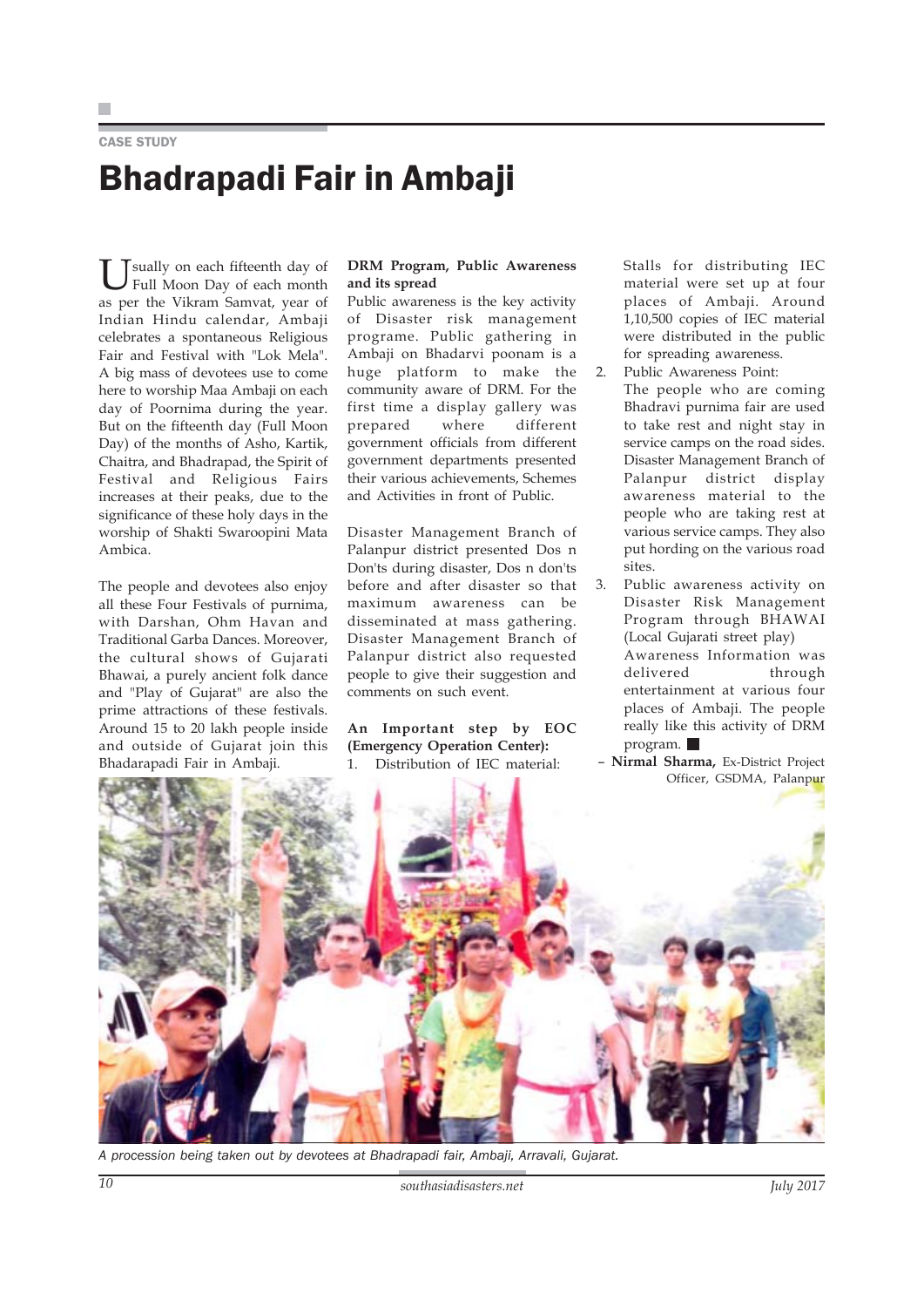CASE STUDY

# Bhadrapadi Fair in Ambaji

Usually on each fifteenth day of Full Moon Day of each month as per the Vikram Samvat, year of Indian Hindu calendar, Ambaji celebrates a spontaneous Religious Fair and Festival with "Lok Mela". A big mass of devotees use to come here to worship Maa Ambaji on each day of Poornima during the year. But on the fifteenth day (Full Moon Day) of the months of Asho, Kartik, Chaitra, and Bhadrapad, the Spirit of Festival and Religious Fairs increases at their peaks, due to the significance of these holy days in the worship of Shakti Swaroopini Mata Ambica.

The people and devotees also enjoy all these Four Festivals of purnima, with Darshan, Ohm Havan and Traditional Garba Dances. Moreover, the cultural shows of Gujarati Bhawai, a purely ancient folk dance and "Play of Gujarat" are also the prime attractions of these festivals. Around 15 to 20 lakh people inside and outside of Gujarat join this Bhadarapadi Fair in Ambaji.

**DRM Program, Public Awareness and its spread**

Public awareness is the key activity of Disaster risk management programe. Public gathering in Ambaji on Bhadarvi poonam is a huge platform to make the community aware of DRM. For the first time a display gallery was prepared where different government officials from different government departments presented their various achievements, Schemes and Activities in front of Public.

Disaster Management Branch of Palanpur district presented Dos n Don'ts during disaster, Dos n don'ts before and after disaster so that maximum awareness can be disseminated at mass gathering. Disaster Management Branch of Palanpur district also requested people to give their suggestion and comments on such event.

**An Important step by EOC (Emergency Operation Center):**

1. Distribution of IEC material:
   Stalls for distributing IEC material were set up at four places of Ambaji. Around 1,10,500 copies of IEC material were distributed in the public for spreading awareness.
2. Public Awareness Point:
   The people who are coming Bhadravi purnima fair are used to take rest and night stay in service camps on the road sides. Disaster Management Branch of Palanpur district display awareness material to the people who are taking rest at various service camps. They also put hording on the various road sites.
3. Public awareness activity on Disaster Risk Management Program through BHAWAI (Local Gujarati street play) Awareness Information was delivered through entertainment at various four places of Ambaji. The people really like this activity of DRM program. ■

– **Nirmal Sharma,** Ex-District Project Officer, GSDMA, Palanpur

*A procession being taken out by devotees at Bhadrapadi fair, Ambaji, Arravali, Gujarat.*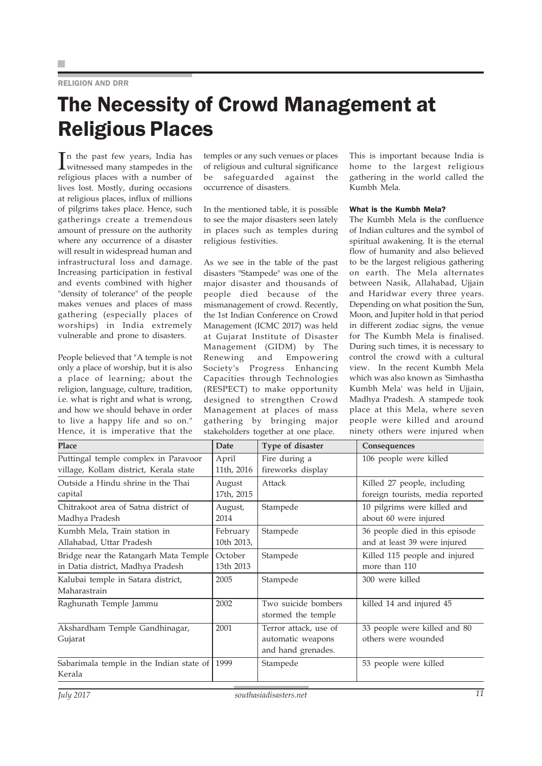RELIGION AND DRR

# The Necessity of Crowd Management at Religious Places

In the past few years, India has witnessed many stampedes in the religious places with a number of lives lost. Mostly, during occasions at religious places, influx of millions of pilgrims takes place. Hence, such gatherings create a tremendous amount of pressure on the authority where any occurrence of a disaster will result in widespread human and infrastructural loss and damage. Increasing participation in festival and events combined with higher "density of tolerance" of the people makes venues and places of mass gathering (especially places of worships) in India extremely vulnerable and prone to disasters.

People believed that "A temple is not only a place of worship, but it is also a place of learning; about the religion, language, culture, tradition, i.e. what is right and what is wrong, and how we should behave in order to live a happy life and so on." Hence, it is imperative that the temples or any such venues or places of religious and cultural significance be safeguarded against the occurrence of disasters.

In the mentioned table, it is possible to see the major disasters seen lately in places such as temples during religious festivities.

As we see in the table of the past disasters "Stampede" was one of the major disaster and thousands of people died because of the mismanagement of crowd. Recently, the 1st Indian Conference on Crowd Management (ICMC 2017) was held at Gujarat Institute of Disaster Management (GIDM) by The Renewing and Empowering Society's Progress Enhancing Capacities through Technologies (RESPECT) to make opportunity designed to strengthen Crowd Management at places of mass gathering by bringing major stakeholders together at one place. This is important because India is home to the largest religious gathering in the world called the Kumbh Mela.

#### What is the Kumbh Mela?

The Kumbh Mela is the confluence of Indian cultures and the symbol of spiritual awakening. It is the eternal flow of humanity and also believed to be the largest religious gathering on earth. The Mela alternates between Nasik, Allahabad, Ujjain and Haridwar every three years. Depending on what position the Sun, Moon, and Jupiter hold in that period in different zodiac signs, the venue for The Kumbh Mela is finalised. During such times, it is necessary to control the crowd with a cultural view. In the recent Kumbh Mela which was also known as 'Simhastha Kumbh Mela' was held in Ujjain, Madhya Pradesh. A stampede took place at this Mela, where seven people were killed and around ninety others were injured when

| Place | Date | Type of disaster | Consequences |
|---|---|---|---|
| Puttingal temple complex in Paravoor village, Kollam district, Kerala state | April 11th, 2016 | Fire during a fireworks display | 106 people were killed |
| Outside a Hindu shrine in the Thai capital | August 17th, 2015 | Attack | Killed 27 people, including foreign tourists, media reported |
| Chitrakoot area of Satna district of Madhya Pradesh | August, 2014 | Stampede | 10 pilgrims were killed and about 60 were injured |
| Kumbh Mela, Train station in Allahabad, Uttar Pradesh | February 10th 2013, | Stampede | 36 people died in this episode and at least 39 were injured |
| Bridge near the Ratangarh Mata Temple in Datia district, Madhya Pradesh | October 13th 2013 | Stampede | Killed 115 people and injured more than 110 |
| Kalubai temple in Satara district, Maharastrain | 2005 | Stampede | 300 were killed |
| Raghunath Temple Jammu | 2002 | Two suicide bombers stormed the temple | killed 14 and injured 45 |
| Akshardham Temple Gandhinagar, Gujarat | 2001 | Terror attack, use of automatic weapons and hand grenades. | 33 people were killed and 80 others were wounded |
| Sabarimala temple in the Indian state of Kerala | 1999 | Stampede | 53 people were killed |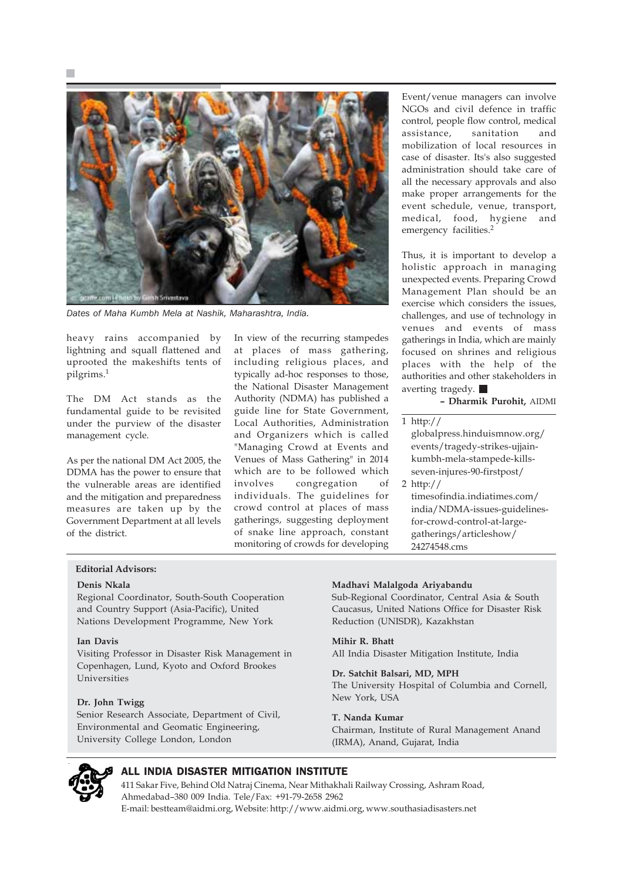*Dates of Maha Kumbh Mela at Nashik, Maharashtra, India.*

heavy rains accompanied by lightning and squall flattened and uprooted the makeshifts tents of pilgrims.[1]

The DM Act stands as the fundamental guide to be revisited under the purview of the disaster management cycle.

As per the national DM Act 2005, the DDMA has the power to ensure that the vulnerable areas are identified and the mitigation and preparedness measures are taken up by the Government Department at all levels of the district.

In view of the recurring stampedes at places of mass gathering, including religious places, and typically ad-hoc responses to those, the National Disaster Management Authority (NDMA) has published a guide line for State Government, Local Authorities, Administration and Organizers which is called "Managing Crowd at Events and Venues of Mass Gathering" in 2014 which are to be followed which involves congregation of individuals. The guidelines for crowd control at places of mass gatherings, suggesting deployment of snake line approach, constant monitoring of crowds for developing Event/venue managers can involve NGOs and civil defence in traffic control, people flow control, medical assistance, sanitation and mobilization of local resources in case of disaster. Its's also suggested administration should take care of all the necessary approvals and also make proper arrangements for the event schedule, venue, transport, medical, food, hygiene and emergency facilities.[2]

Thus, it is important to develop a holistic approach in managing unexpected events. Preparing Crowd Management Plan should be an exercise which considers the issues, challenges, and use of technology in venues and events of mass gatherings in India, which are mainly focused on shrines and religious places with the help of the authorities and other stakeholders in averting tragedy. ■

**– Dharmik Purohit,** AIDMI

1 http://globalpress.hinduismnow.org/events/tragedy-strikes-ujjain-kumbh-mela-stampede-kills-seven-injures-90-firstpost/

2 http://timesofindia.indiatimes.com/india/NDMA-issues-guidelines-for-crowd-control-at-large-gatherings/articleshow/24274548.cms

**Editorial Advisors:**

**Denis Nkala**
Regional Coordinator, South-South Cooperation and Country Support (Asia-Pacific), United Nations Development Programme, New York

**Ian Davis**
Visiting Professor in Disaster Risk Management in Copenhagen, Lund, Kyoto and Oxford Brookes Universities

**Dr. John Twigg**
Senior Research Associate, Department of Civil, Environmental and Geomatic Engineering, University College London, London

**Madhavi Malalgoda Ariyabandu**
Sub-Regional Coordinator, Central Asia & South Caucasus, United Nations Office for Disaster Risk Reduction (UNISDR), Kazakhstan

**Mihir R. Bhatt**
All India Disaster Mitigation Institute, India

**Dr. Satchit Balsari, MD, MPH**
The University Hospital of Columbia and Cornell, New York, USA

**T. Nanda Kumar**
Chairman, Institute of Rural Management Anand (IRMA), Anand, Gujarat, India

**ALL INDIA DISASTER MITIGATION INSTITUTE**

411 Sakar Five, Behind Old Natraj Cinema, Near Mithakhali Railway Crossing, Ashram Road, Ahmedabad–380 009 India. Tele/Fax: +91-79-2658 2962
E-mail: bestteam@aidmi.org, Website: http://www.aidmi.org, www.southasiadisasters.net